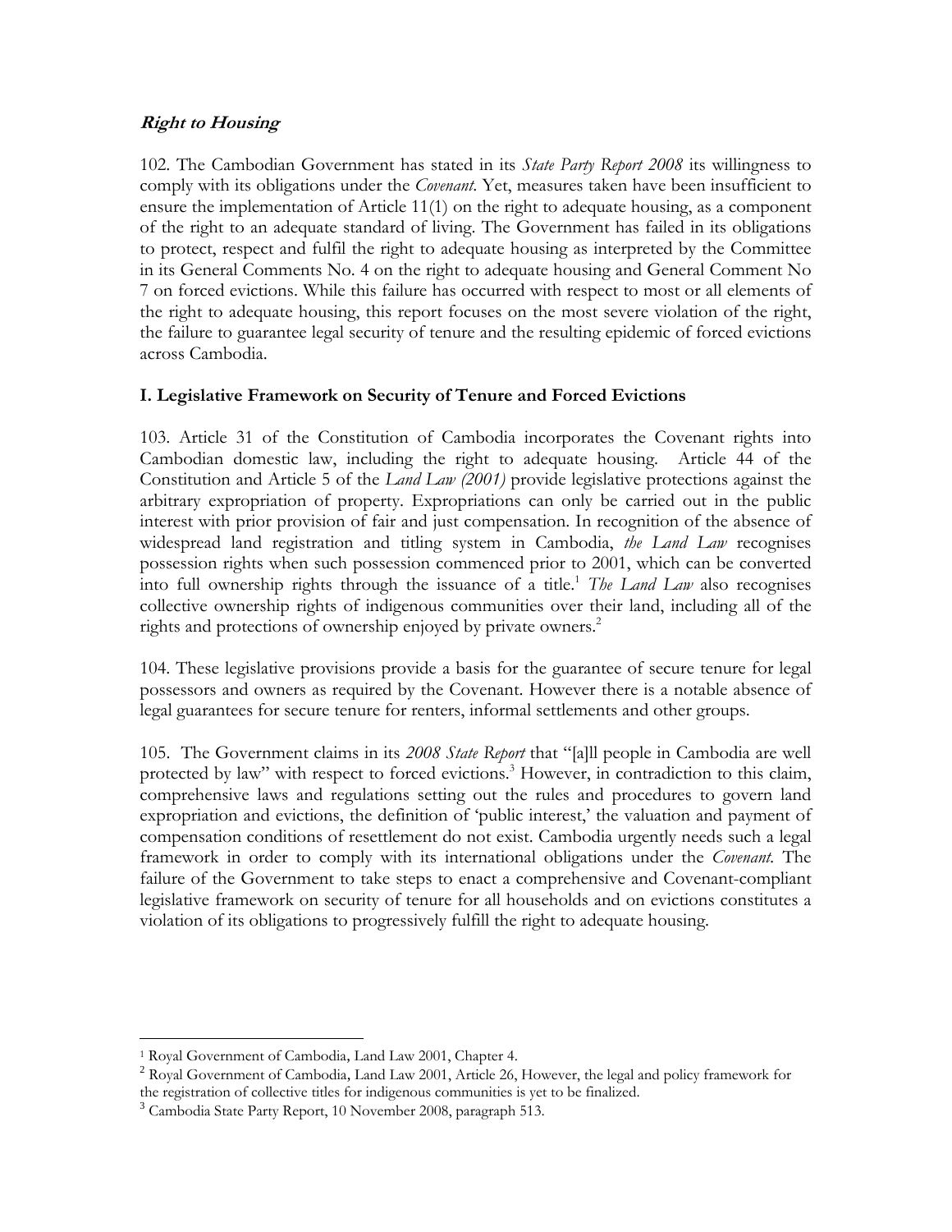## ***Right to Housing***

102. The Cambodian Government has stated in its *State Party Report 2008* its willingness to comply with its obligations under the *Covenant*. Yet, measures taken have been insufficient to ensure the implementation of Article 11(1) on the right to adequate housing, as a component of the right to an adequate standard of living. The Government has failed in its obligations to protect, respect and fulfil the right to adequate housing as interpreted by the Committee in its General Comments No. 4 on the right to adequate housing and General Comment No 7 on forced evictions. While this failure has occurred with respect to most or all elements of the right to adequate housing, this report focuses on the most severe violation of the right, the failure to guarantee legal security of tenure and the resulting epidemic of forced evictions across Cambodia.

### I. Legislative Framework on Security of Tenure and Forced Evictions

103. Article 31 of the Constitution of Cambodia incorporates the Covenant rights into Cambodian domestic law, including the right to adequate housing. Article 44 of the Constitution and Article 5 of the *Land Law (2001)* provide legislative protections against the arbitrary expropriation of property. Expropriations can only be carried out in the public interest with prior provision of fair and just compensation. In recognition of the absence of widespread land registration and titling system in Cambodia, *the Land Law* recognises possession rights when such possession commenced prior to 2001, which can be converted into full ownership rights through the issuance of a title.[1] *The Land Law* also recognises collective ownership rights of indigenous communities over their land, including all of the rights and protections of ownership enjoyed by private owners.[2]

104. These legislative provisions provide a basis for the guarantee of secure tenure for legal possessors and owners as required by the Covenant. However there is a notable absence of legal guarantees for secure tenure for renters, informal settlements and other groups.

105. The Government claims in its *2008 State Report* that "[a]ll people in Cambodia are well protected by law" with respect to forced evictions.[3] However, in contradiction to this claim, comprehensive laws and regulations setting out the rules and procedures to govern land expropriation and evictions, the definition of 'public interest,' the valuation and payment of compensation conditions of resettlement do not exist. Cambodia urgently needs such a legal framework in order to comply with its international obligations under the *Covenant*. The failure of the Government to take steps to enact a comprehensive and Covenant-compliant legislative framework on security of tenure for all households and on evictions constitutes a violation of its obligations to progressively fulfill the right to adequate housing.

---

[1] Royal Government of Cambodia, Land Law 2001, Chapter 4.

[2] Royal Government of Cambodia, Land Law 2001, Article 26, However, the legal and policy framework for the registration of collective titles for indigenous communities is yet to be finalized.

[3] Cambodia State Party Report, 10 November 2008, paragraph 513.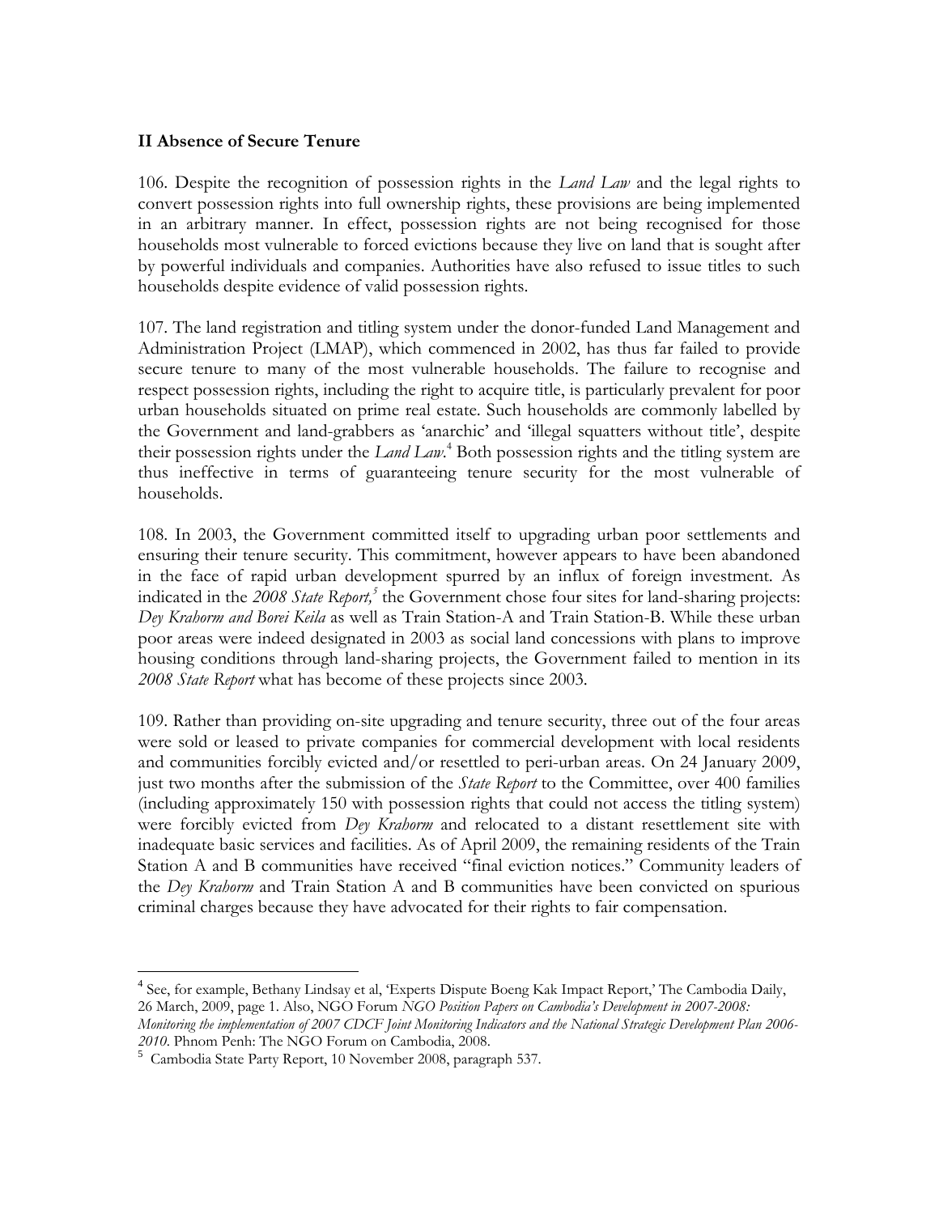## II Absence of Secure Tenure

106. Despite the recognition of possession rights in the *Land Law* and the legal rights to convert possession rights into full ownership rights, these provisions are being implemented in an arbitrary manner. In effect, possession rights are not being recognised for those households most vulnerable to forced evictions because they live on land that is sought after by powerful individuals and companies. Authorities have also refused to issue titles to such households despite evidence of valid possession rights.

107. The land registration and titling system under the donor-funded Land Management and Administration Project (LMAP), which commenced in 2002, has thus far failed to provide secure tenure to many of the most vulnerable households. The failure to recognise and respect possession rights, including the right to acquire title, is particularly prevalent for poor urban households situated on prime real estate. Such households are commonly labelled by the Government and land-grabbers as 'anarchic' and 'illegal squatters without title', despite their possession rights under the *Land Law*.[4] Both possession rights and the titling system are thus ineffective in terms of guaranteeing tenure security for the most vulnerable of households.

108. In 2003, the Government committed itself to upgrading urban poor settlements and ensuring their tenure security. This commitment, however appears to have been abandoned in the face of rapid urban development spurred by an influx of foreign investment. As indicated in the *2008 State Report,*[5] the Government chose four sites for land-sharing projects: *Dey Kraharm and Borei Keila* as well as Train Station-A and Train Station-B. While these urban poor areas were indeed designated in 2003 as social land concessions with plans to improve housing conditions through land-sharing projects, the Government failed to mention in its *2008 State Report* what has become of these projects since 2003.

109. Rather than providing on-site upgrading and tenure security, three out of the four areas were sold or leased to private companies for commercial development with local residents and communities forcibly evicted and/or resettled to peri-urban areas. On 24 January 2009, just two months after the submission of the *State Report* to the Committee, over 400 families (including approximately 150 with possession rights that could not access the titling system) were forcibly evicted from *Dey Kraharm* and relocated to a distant resettlement site with inadequate basic services and facilities. As of April 2009, the remaining residents of the Train Station A and B communities have received "final eviction notices." Community leaders of the *Dey Kraharm* and Train Station A and B communities have been convicted on spurious criminal charges because they have advocated for their rights to fair compensation.

---

[4] See, for example, Bethany Lindsay et al, 'Experts Dispute Boeng Kak Impact Report,' The Cambodia Daily, 26 March, 2009, page 1. Also, NGO Forum *NGO Position Papers on Cambodia's Development in 2007-2008: Monitoring the implementation of 2007 CDCF Joint Monitoring Indicators and the National Strategic Development Plan 2006-2010*. Phnom Penh: The NGO Forum on Cambodia, 2008.

[5] Cambodia State Party Report, 10 November 2008, paragraph 537.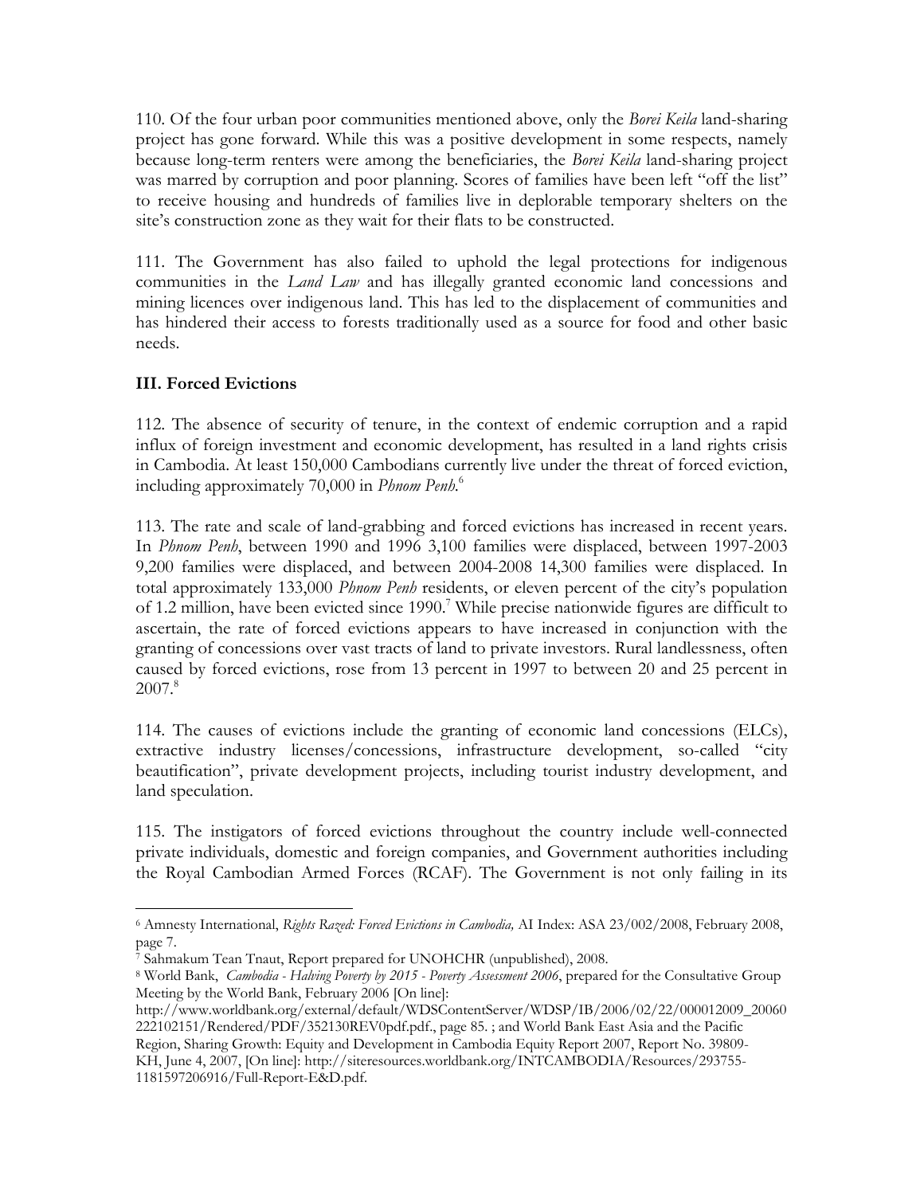110. Of the four urban poor communities mentioned above, only the *Borei Keila* land-sharing project has gone forward. While this was a positive development in some respects, namely because long-term renters were among the beneficiaries, the *Borei Keila* land-sharing project was marred by corruption and poor planning. Scores of families have been left "off the list" to receive housing and hundreds of families live in deplorable temporary shelters on the site's construction zone as they wait for their flats to be constructed.

111. The Government has also failed to uphold the legal protections for indigenous communities in the *Land Law* and has illegally granted economic land concessions and mining licences over indigenous land. This has led to the displacement of communities and has hindered their access to forests traditionally used as a source for food and other basic needs.

## III. Forced Evictions

112. The absence of security of tenure, in the context of endemic corruption and a rapid influx of foreign investment and economic development, has resulted in a land rights crisis in Cambodia. At least 150,000 Cambodians currently live under the threat of forced eviction, including approximately 70,000 in *Phnom Penh*.[6]

113. The rate and scale of land-grabbing and forced evictions has increased in recent years. In *Phnom Penh*, between 1990 and 1996 3,100 families were displaced, between 1997-2003 9,200 families were displaced, and between 2004-2008 14,300 families were displaced. In total approximately 133,000 *Phnom Penh* residents, or eleven percent of the city's population of 1.2 million, have been evicted since 1990.[7] While precise nationwide figures are difficult to ascertain, the rate of forced evictions appears to have increased in conjunction with the granting of concessions over vast tracts of land to private investors. Rural landlessness, often caused by forced evictions, rose from 13 percent in 1997 to between 20 and 25 percent in 2007.[8]

114. The causes of evictions include the granting of economic land concessions (ELCs), extractive industry licenses/concessions, infrastructure development, so-called "city beautification", private development projects, including tourist industry development, and land speculation.

115. The instigators of forced evictions throughout the country include well-connected private individuals, domestic and foreign companies, and Government authorities including the Royal Cambodian Armed Forces (RCAF). The Government is not only failing in its

---

[6] Amnesty International, *Rights Razed: Forced Evictions in Cambodia,* AI Index: ASA 23/002/2008, February 2008, page 7.

[7] Sahmakum Tean Tnaut, Report prepared for UNOHCHR (unpublished), 2008.

[8] World Bank, *Cambodia - Halving Poverty by 2015 - Poverty Assessment 2006*, prepared for the Consultative Group Meeting by the World Bank, February 2006 [On line]: http://www.worldbank.org/external/default/WDSContentServer/WDSP/IB/2006/02/22/000012009_20060222102151/Rendered/PDF/352130REV0pdf.pdf., page 85. ; and World Bank East Asia and the Pacific Region, Sharing Growth: Equity and Development in Cambodia Equity Report 2007, Report No. 39809-KH, June 4, 2007, [On line]: http://siteresources.worldbank.org/INTCAMBODIA/Resources/293755-1181597206916/Full-Report-E&D.pdf.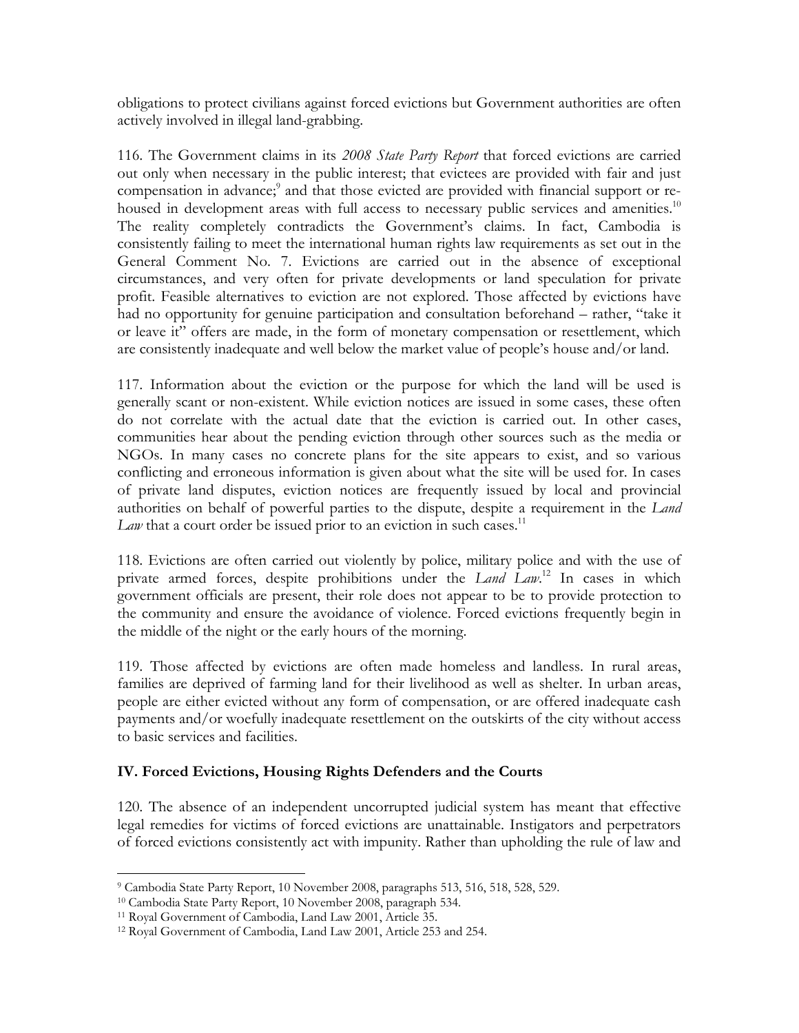obligations to protect civilians against forced evictions but Government authorities are often actively involved in illegal land-grabbing.

116. The Government claims in its *2008 State Party Report* that forced evictions are carried out only when necessary in the public interest; that evictees are provided with fair and just compensation in advance;[9] and that those evicted are provided with financial support or re-housed in development areas with full access to necessary public services and amenities.[10] The reality completely contradicts the Government's claims. In fact, Cambodia is consistently failing to meet the international human rights law requirements as set out in the General Comment No. 7. Evictions are carried out in the absence of exceptional circumstances, and very often for private developments or land speculation for private profit. Feasible alternatives to eviction are not explored. Those affected by evictions have had no opportunity for genuine participation and consultation beforehand – rather, "take it or leave it" offers are made, in the form of monetary compensation or resettlement, which are consistently inadequate and well below the market value of people's house and/or land.

117. Information about the eviction or the purpose for which the land will be used is generally scant or non-existent. While eviction notices are issued in some cases, these often do not correlate with the actual date that the eviction is carried out. In other cases, communities hear about the pending eviction through other sources such as the media or NGOs. In many cases no concrete plans for the site appears to exist, and so various conflicting and erroneous information is given about what the site will be used for. In cases of private land disputes, eviction notices are frequently issued by local and provincial authorities on behalf of powerful parties to the dispute, despite a requirement in the *Land Law* that a court order be issued prior to an eviction in such cases.[11]

118. Evictions are often carried out violently by police, military police and with the use of private armed forces, despite prohibitions under the *Land Law*.[12] In cases in which government officials are present, their role does not appear to be to provide protection to the community and ensure the avoidance of violence. Forced evictions frequently begin in the middle of the night or the early hours of the morning.

119. Those affected by evictions are often made homeless and landless. In rural areas, families are deprived of farming land for their livelihood as well as shelter. In urban areas, people are either evicted without any form of compensation, or are offered inadequate cash payments and/or woefully inadequate resettlement on the outskirts of the city without access to basic services and facilities.

## IV. Forced Evictions, Housing Rights Defenders and the Courts

120. The absence of an independent uncorrupted judicial system has meant that effective legal remedies for victims of forced evictions are unattainable. Instigators and perpetrators of forced evictions consistently act with impunity. Rather than upholding the rule of law and

---

[9] Cambodia State Party Report, 10 November 2008, paragraphs 513, 516, 518, 528, 529.

[10] Cambodia State Party Report, 10 November 2008, paragraph 534.

[11] Royal Government of Cambodia, Land Law 2001, Article 35.

[12] Royal Government of Cambodia, Land Law 2001, Article 253 and 254.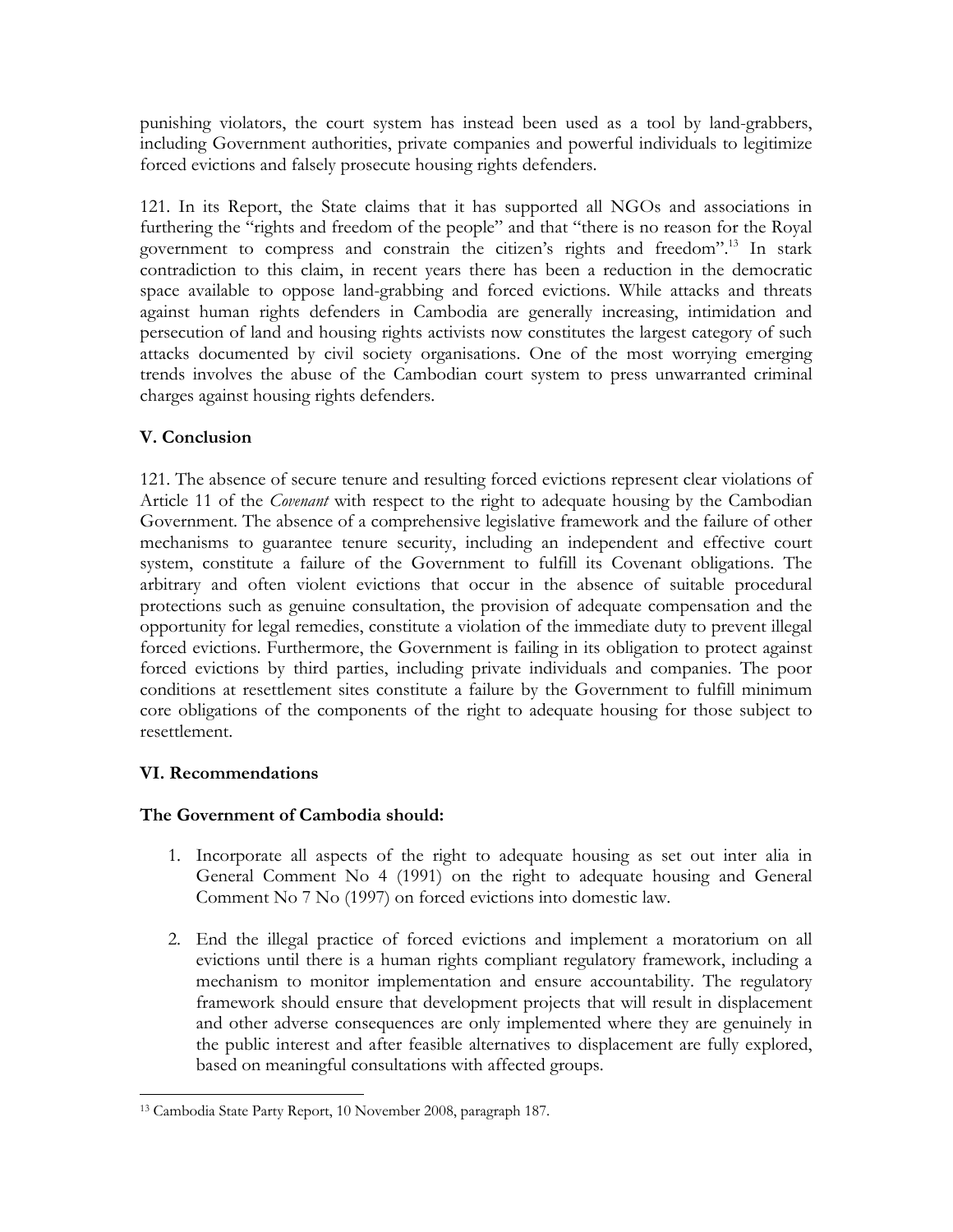punishing violators, the court system has instead been used as a tool by land-grabbers, including Government authorities, private companies and powerful individuals to legitimize forced evictions and falsely prosecute housing rights defenders.

121. In its Report, the State claims that it has supported all NGOs and associations in furthering the "rights and freedom of the people" and that "there is no reason for the Royal government to compress and constrain the citizen's rights and freedom".[13] In stark contradiction to this claim, in recent years there has been a reduction in the democratic space available to oppose land-grabbing and forced evictions. While attacks and threats against human rights defenders in Cambodia are generally increasing, intimidation and persecution of land and housing rights activists now constitutes the largest category of such attacks documented by civil society organisations. One of the most worrying emerging trends involves the abuse of the Cambodian court system to press unwarranted criminal charges against housing rights defenders.

## V. Conclusion

121. The absence of secure tenure and resulting forced evictions represent clear violations of Article 11 of the *Covenant* with respect to the right to adequate housing by the Cambodian Government. The absence of a comprehensive legislative framework and the failure of other mechanisms to guarantee tenure security, including an independent and effective court system, constitute a failure of the Government to fulfill its Covenant obligations. The arbitrary and often violent evictions that occur in the absence of suitable procedural protections such as genuine consultation, the provision of adequate compensation and the opportunity for legal remedies, constitute a violation of the immediate duty to prevent illegal forced evictions. Furthermore, the Government is failing in its obligation to protect against forced evictions by third parties, including private individuals and companies. The poor conditions at resettlement sites constitute a failure by the Government to fulfill minimum core obligations of the components of the right to adequate housing for those subject to resettlement.

## VI. Recommendations

### The Government of Cambodia should:

1. Incorporate all aspects of the right to adequate housing as set out inter alia in General Comment No 4 (1991) on the right to adequate housing and General Comment No 7 No (1997) on forced evictions into domestic law.

2. End the illegal practice of forced evictions and implement a moratorium on all evictions until there is a human rights compliant regulatory framework, including a mechanism to monitor implementation and ensure accountability. The regulatory framework should ensure that development projects that will result in displacement and other adverse consequences are only implemented where they are genuinely in the public interest and after feasible alternatives to displacement are fully explored, based on meaningful consultations with affected groups.

---

[13] Cambodia State Party Report, 10 November 2008, paragraph 187.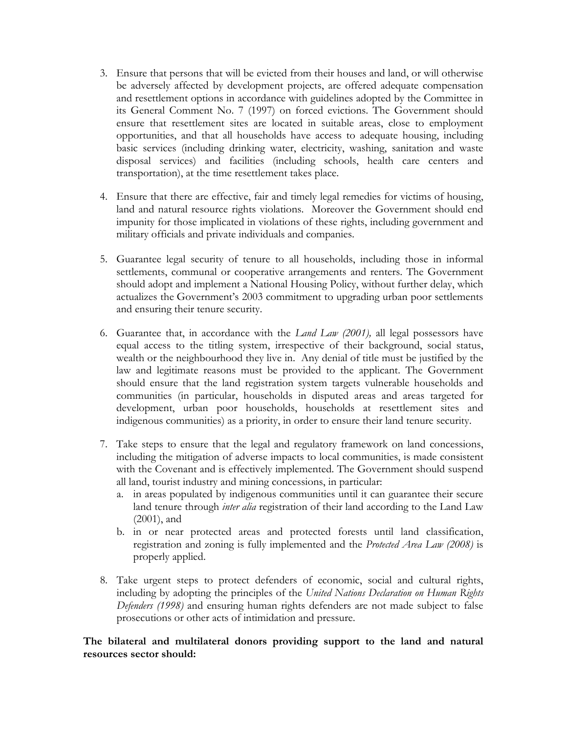3. Ensure that persons that will be evicted from their houses and land, or will otherwise be adversely affected by development projects, are offered adequate compensation and resettlement options in accordance with guidelines adopted by the Committee in its General Comment No. 7 (1997) on forced evictions. The Government should ensure that resettlement sites are located in suitable areas, close to employment opportunities, and that all households have access to adequate housing, including basic services (including drinking water, electricity, washing, sanitation and waste disposal services) and facilities (including schools, health care centers and transportation), at the time resettlement takes place.

4. Ensure that there are effective, fair and timely legal remedies for victims of housing, land and natural resource rights violations. Moreover the Government should end impunity for those implicated in violations of these rights, including government and military officials and private individuals and companies.

5. Guarantee legal security of tenure to all households, including those in informal settlements, communal or cooperative arrangements and renters. The Government should adopt and implement a National Housing Policy, without further delay, which actualizes the Government's 2003 commitment to upgrading urban poor settlements and ensuring their tenure security.

6. Guarantee that, in accordance with the *Land Law (2001),* all legal possessors have equal access to the titling system, irrespective of their background, social status, wealth or the neighbourhood they live in. Any denial of title must be justified by the law and legitimate reasons must be provided to the applicant. The Government should ensure that the land registration system targets vulnerable households and communities (in particular, households in disputed areas and areas targeted for development, urban poor households, households at resettlement sites and indigenous communities) as a priority, in order to ensure their land tenure security.

7. Take steps to ensure that the legal and regulatory framework on land concessions, including the mitigation of adverse impacts to local communities, is made consistent with the Covenant and is effectively implemented. The Government should suspend all land, tourist industry and mining concessions, in particular:
   a. in areas populated by indigenous communities until it can guarantee their secure land tenure through *inter alia* registration of their land according to the Land Law (2001), and
   b. in or near protected areas and protected forests until land classification, registration and zoning is fully implemented and the *Protected Area Law (2008)* is properly applied.

8. Take urgent steps to protect defenders of economic, social and cultural rights, including by adopting the principles of the *United Nations Declaration on Human Rights Defenders (1998)* and ensuring human rights defenders are not made subject to false prosecutions or other acts of intimidation and pressure.

**The bilateral and multilateral donors providing support to the land and natural resources sector should:**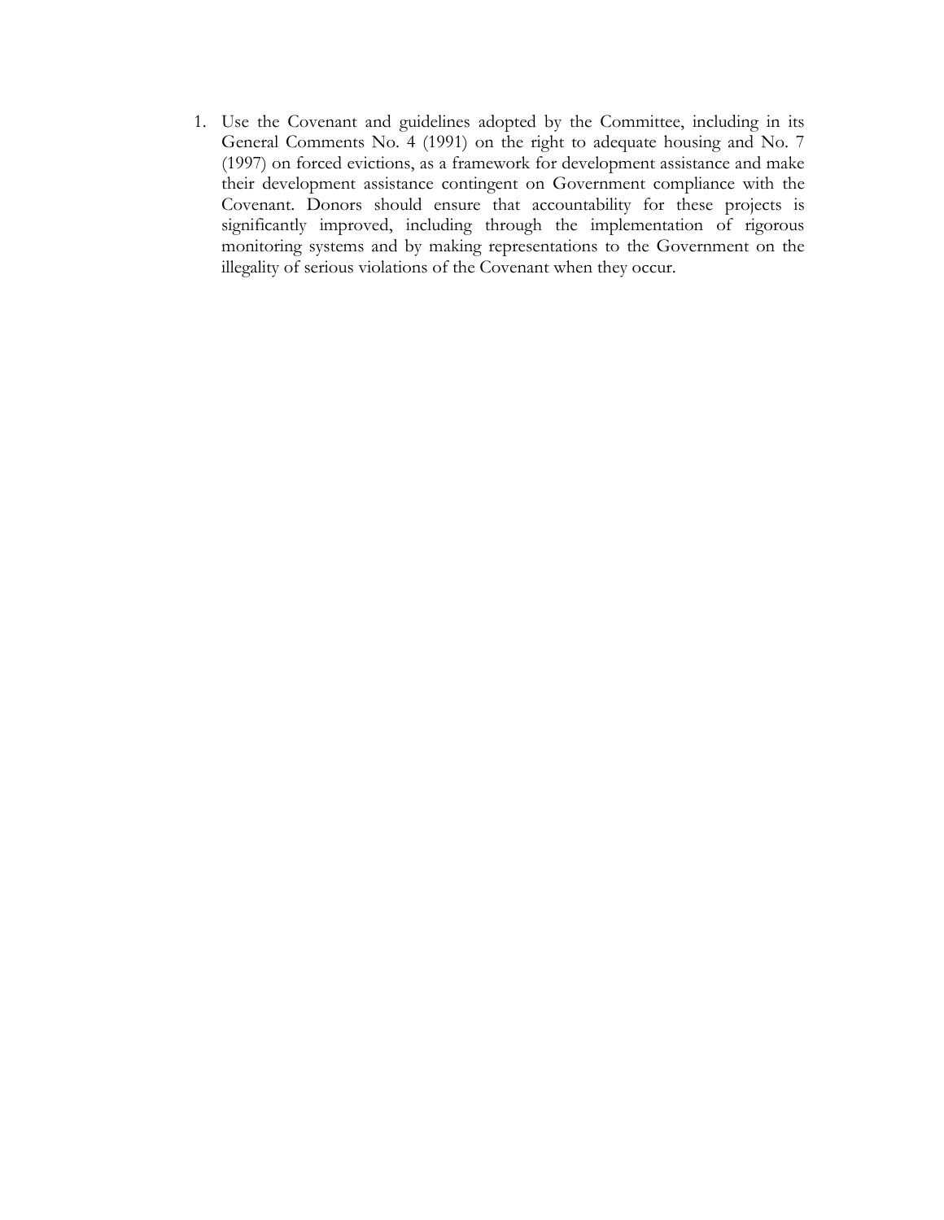1. Use the Covenant and guidelines adopted by the Committee, including in its General Comments No. 4 (1991) on the right to adequate housing and No. 7 (1997) on forced evictions, as a framework for development assistance and make their development assistance contingent on Government compliance with the Covenant. Donors should ensure that accountability for these projects is significantly improved, including through the implementation of rigorous monitoring systems and by making representations to the Government on the illegality of serious violations of the Covenant when they occur.